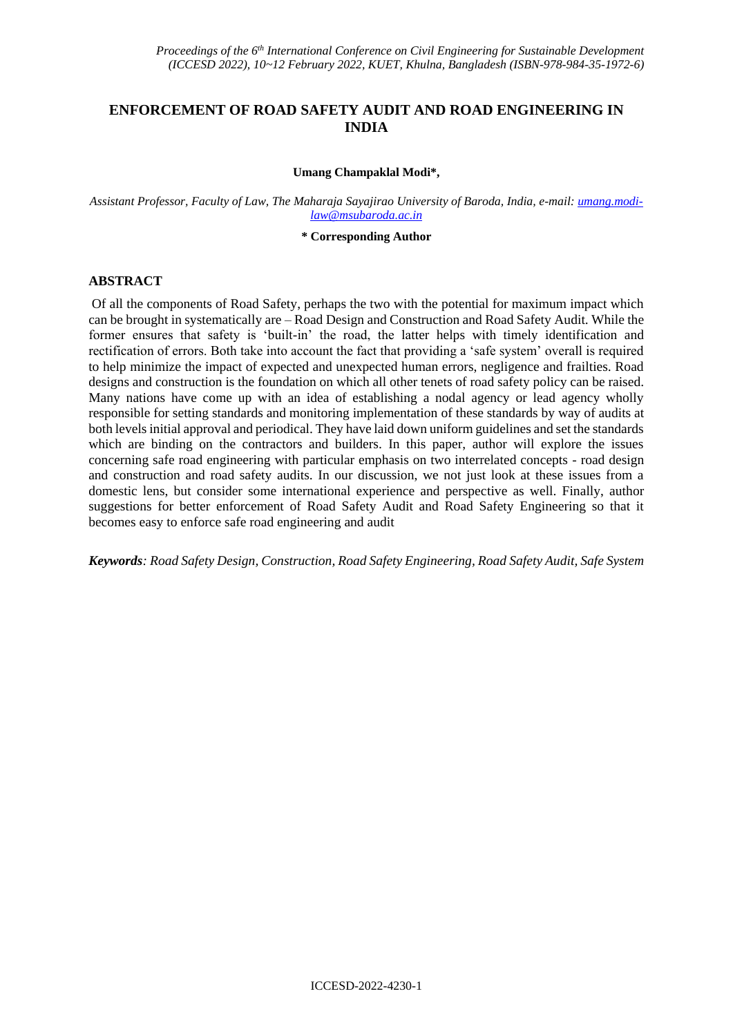# ENFORCEMENT OF ROAD SAFETY AUDIT AND ROAD ENGINEERING IN INDIA

**Umang Champaklal Modi\*,**

*Assistant Professor, Faculty of Law, The Maharaja Sayajirao University of Baroda, India, e-mail: umang.modi-law@msubaroda.ac.in*

**\* Corresponding Author**

## ABSTRACT

Of all the components of Road Safety, perhaps the two with the potential for maximum impact which can be brought in systematically are – Road Design and Construction and Road Safety Audit. While the former ensures that safety is 'built-in' the road, the latter helps with timely identification and rectification of errors. Both take into account the fact that providing a 'safe system' overall is required to help minimize the impact of expected and unexpected human errors, negligence and frailties. Road designs and construction is the foundation on which all other tenets of road safety policy can be raised. Many nations have come up with an idea of establishing a nodal agency or lead agency wholly responsible for setting standards and monitoring implementation of these standards by way of audits at both levels initial approval and periodical. They have laid down uniform guidelines and set the standards which are binding on the contractors and builders. In this paper, author will explore the issues concerning safe road engineering with particular emphasis on two interrelated concepts - road design and construction and road safety audits. In our discussion, we not just look at these issues from a domestic lens, but consider some international experience and perspective as well. Finally, author suggestions for better enforcement of Road Safety Audit and Road Safety Engineering so that it becomes easy to enforce safe road engineering and audit

***Keywords**: Road Safety Design, Construction, Road Safety Engineering, Road Safety Audit, Safe System*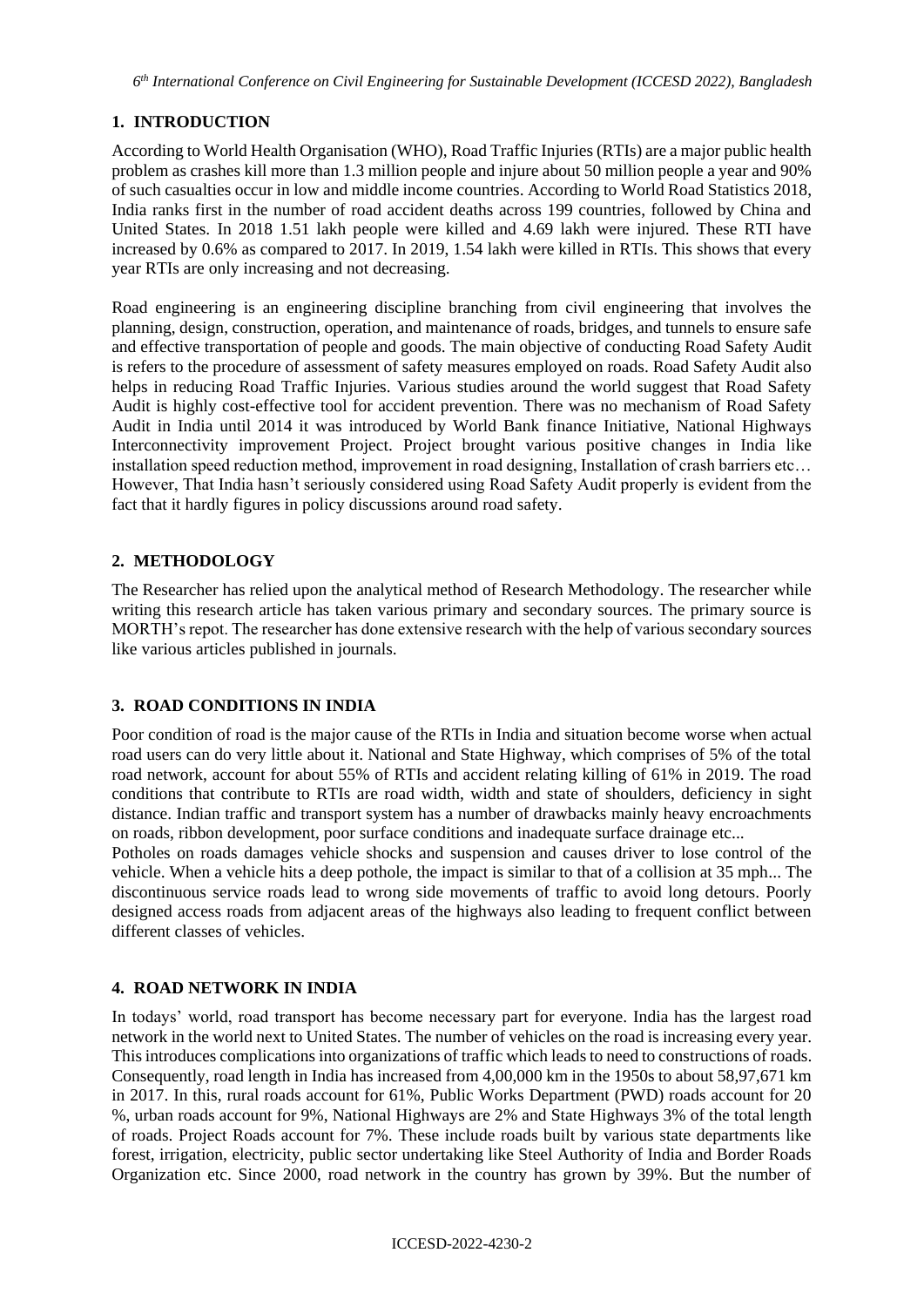## 1. INTRODUCTION

According to World Health Organisation (WHO), Road Traffic Injuries (RTIs) are a major public health problem as crashes kill more than 1.3 million people and injure about 50 million people a year and 90% of such casualties occur in low and middle income countries. According to World Road Statistics 2018, India ranks first in the number of road accident deaths across 199 countries, followed by China and United States. In 2018 1.51 lakh people were killed and 4.69 lakh were injured. These RTI have increased by 0.6% as compared to 2017. In 2019, 1.54 lakh were killed in RTIs. This shows that every year RTIs are only increasing and not decreasing.

Road engineering is an engineering discipline branching from civil engineering that involves the planning, design, construction, operation, and maintenance of roads, bridges, and tunnels to ensure safe and effective transportation of people and goods. The main objective of conducting Road Safety Audit is refers to the procedure of assessment of safety measures employed on roads. Road Safety Audit also helps in reducing Road Traffic Injuries. Various studies around the world suggest that Road Safety Audit is highly cost-effective tool for accident prevention. There was no mechanism of Road Safety Audit in India until 2014 it was introduced by World Bank finance Initiative, National Highways Interconnectivity improvement Project. Project brought various positive changes in India like installation speed reduction method, improvement in road designing, Installation of crash barriers etc… However, That India hasn't seriously considered using Road Safety Audit properly is evident from the fact that it hardly figures in policy discussions around road safety.

## 2. METHODOLOGY

The Researcher has relied upon the analytical method of Research Methodology. The researcher while writing this research article has taken various primary and secondary sources. The primary source is MORTH's repot. The researcher has done extensive research with the help of various secondary sources like various articles published in journals.

## 3. ROAD CONDITIONS IN INDIA

Poor condition of road is the major cause of the RTIs in India and situation become worse when actual road users can do very little about it. National and State Highway, which comprises of 5% of the total road network, account for about 55% of RTIs and accident relating killing of 61% in 2019. The road conditions that contribute to RTIs are road width, width and state of shoulders, deficiency in sight distance. Indian traffic and transport system has a number of drawbacks mainly heavy encroachments on roads, ribbon development, poor surface conditions and inadequate surface drainage etc...

Potholes on roads damages vehicle shocks and suspension and causes driver to lose control of the vehicle. When a vehicle hits a deep pothole, the impact is similar to that of a collision at 35 mph... The discontinuous service roads lead to wrong side movements of traffic to avoid long detours. Poorly designed access roads from adjacent areas of the highways also leading to frequent conflict between different classes of vehicles.

## 4. ROAD NETWORK IN INDIA

In todays' world, road transport has become necessary part for everyone. India has the largest road network in the world next to United States. The number of vehicles on the road is increasing every year. This introduces complications into organizations of traffic which leads to need to constructions of roads. Consequently, road length in India has increased from 4,00,000 km in the 1950s to about 58,97,671 km in 2017. In this, rural roads account for 61%, Public Works Department (PWD) roads account for 20 %, urban roads account for 9%, National Highways are 2% and State Highways 3% of the total length of roads. Project Roads account for 7%. These include roads built by various state departments like forest, irrigation, electricity, public sector undertaking like Steel Authority of India and Border Roads Organization etc. Since 2000, road network in the country has grown by 39%. But the number of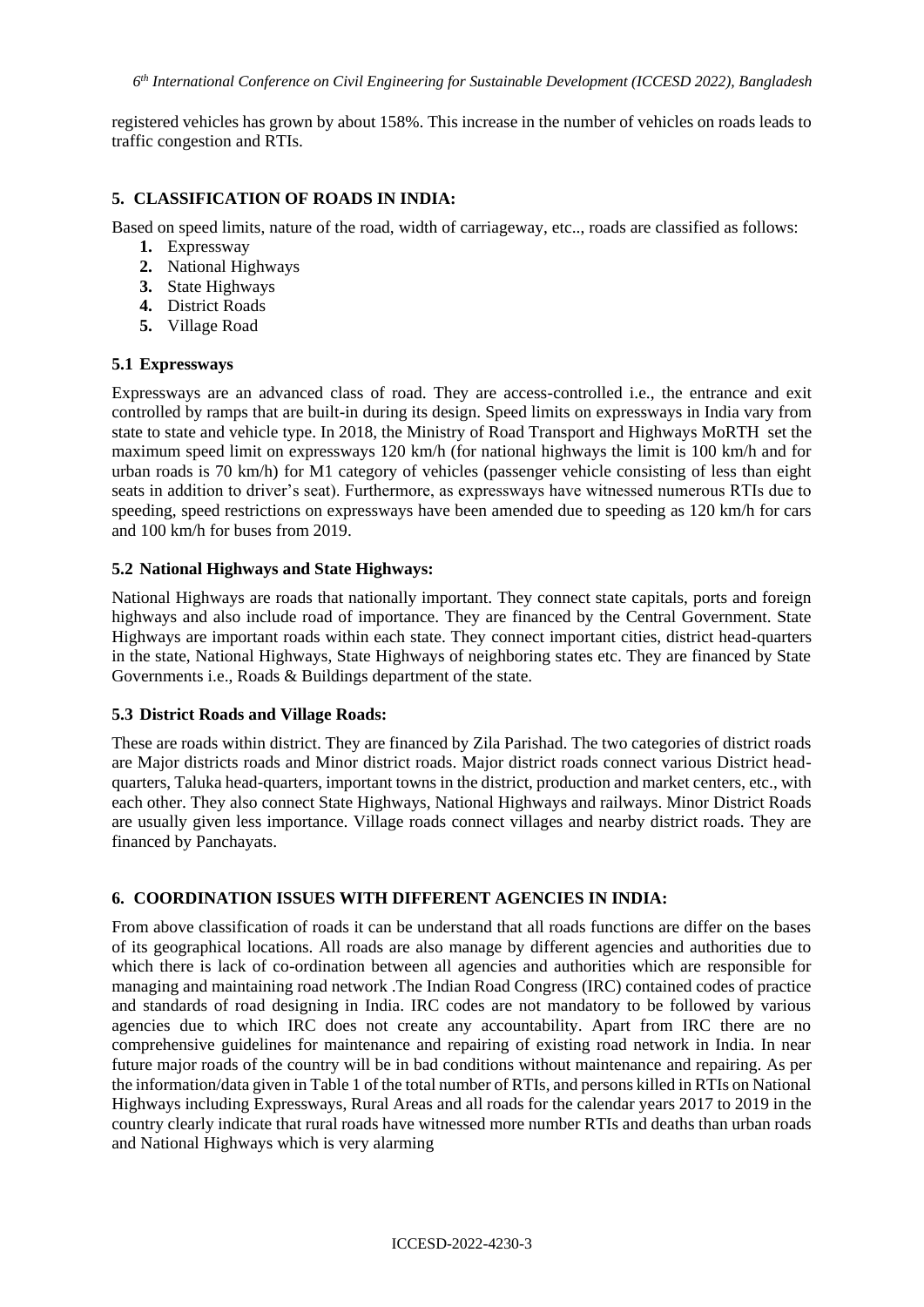registered vehicles has grown by about 158%. This increase in the number of vehicles on roads leads to traffic congestion and RTIs.

## 5. CLASSIFICATION OF ROADS IN INDIA:

Based on speed limits, nature of the road, width of carriageway, etc.., roads are classified as follows:

1. Expressway
2. National Highways
3. State Highways
4. District Roads
5. Village Road

### 5.1 Expressways

Expressways are an advanced class of road. They are access-controlled i.e., the entrance and exit controlled by ramps that are built-in during its design. Speed limits on expressways in India vary from state to state and vehicle type. In 2018, the Ministry of Road Transport and Highways MoRTH set the maximum speed limit on expressways 120 km/h (for national highways the limit is 100 km/h and for urban roads is 70 km/h) for M1 category of vehicles (passenger vehicle consisting of less than eight seats in addition to driver's seat). Furthermore, as expressways have witnessed numerous RTIs due to speeding, speed restrictions on expressways have been amended due to speeding as 120 km/h for cars and 100 km/h for buses from 2019.

### 5.2 National Highways and State Highways:

National Highways are roads that nationally important. They connect state capitals, ports and foreign highways and also include road of importance. They are financed by the Central Government. State Highways are important roads within each state. They connect important cities, district head-quarters in the state, National Highways, State Highways of neighboring states etc. They are financed by State Governments i.e., Roads & Buildings department of the state.

### 5.3 District Roads and Village Roads:

These are roads within district. They are financed by Zila Parishad. The two categories of district roads are Major districts roads and Minor district roads. Major district roads connect various District head-quarters, Taluka head-quarters, important towns in the district, production and market centers, etc., with each other. They also connect State Highways, National Highways and railways. Minor District Roads are usually given less importance. Village roads connect villages and nearby district roads. They are financed by Panchayats.

## 6. COORDINATION ISSUES WITH DIFFERENT AGENCIES IN INDIA:

From above classification of roads it can be understand that all roads functions are differ on the bases of its geographical locations. All roads are also manage by different agencies and authorities due to which there is lack of co-ordination between all agencies and authorities which are responsible for managing and maintaining road network .The Indian Road Congress (IRC) contained codes of practice and standards of road designing in India. IRC codes are not mandatory to be followed by various agencies due to which IRC does not create any accountability. Apart from IRC there are no comprehensive guidelines for maintenance and repairing of existing road network in India. In near future major roads of the country will be in bad conditions without maintenance and repairing. As per the information/data given in Table 1 of the total number of RTIs, and persons killed in RTIs on National Highways including Expressways, Rural Areas and all roads for the calendar years 2017 to 2019 in the country clearly indicate that rural roads have witnessed more number RTIs and deaths than urban roads and National Highways which is very alarming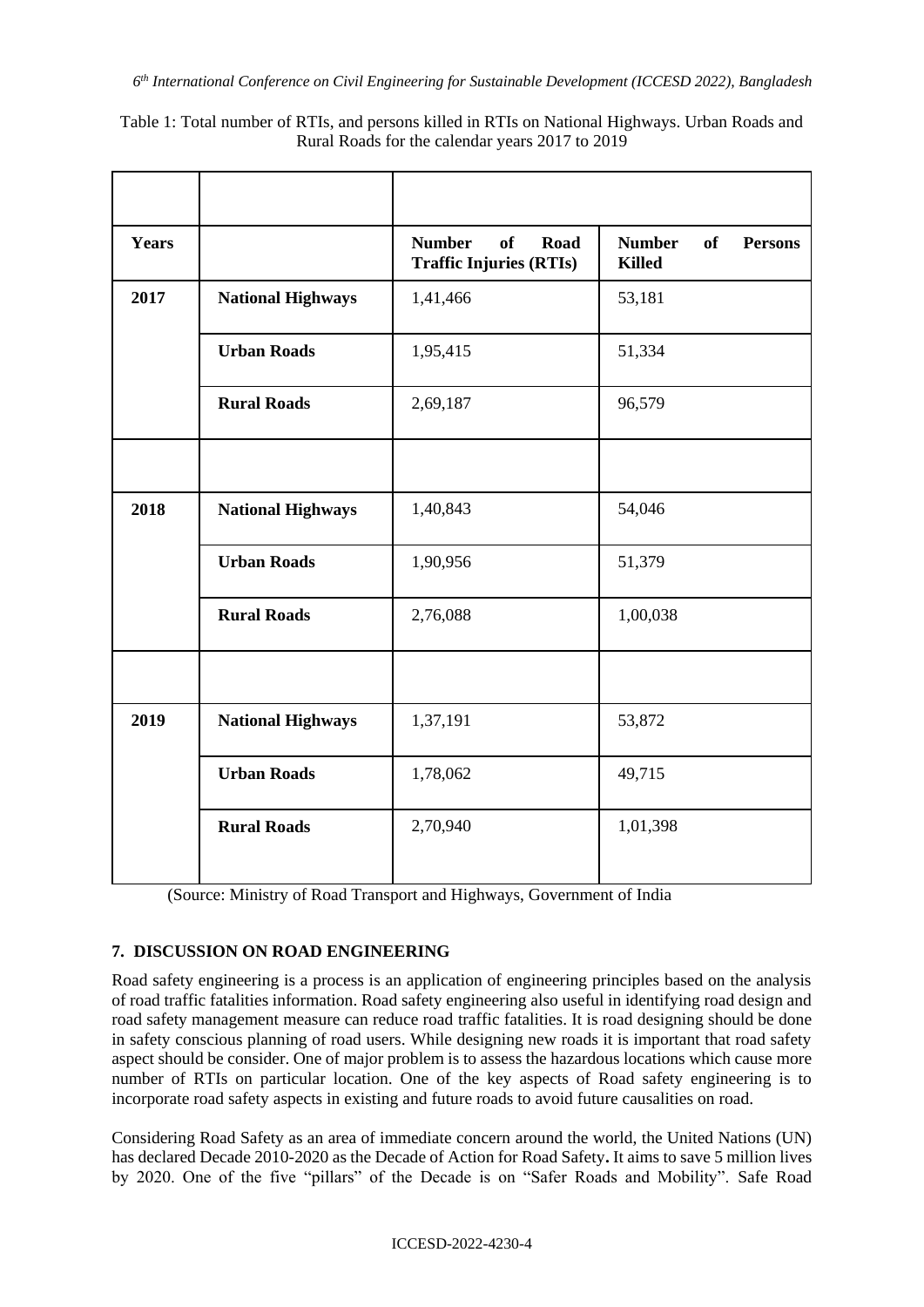Table 1: Total number of RTIs, and persons killed in RTIs on National Highways. Urban Roads and Rural Roads for the calendar years 2017 to 2019

| **Years** | | **Number of Road Traffic Injuries (RTIs)** | **Number of Persons Killed** |
|---|---|---|---|
| **2017** | **National Highways** | 1,41,466 | 53,181 |
| | **Urban Roads** | 1,95,415 | 51,334 |
| | **Rural Roads** | 2,69,187 | 96,579 |
| | | | |
| **2018** | **National Highways** | 1,40,843 | 54,046 |
| | **Urban Roads** | 1,90,956 | 51,379 |
| | **Rural Roads** | 2,76,088 | 1,00,038 |
| | | | |
| **2019** | **National Highways** | 1,37,191 | 53,872 |
| | **Urban Roads** | 1,78,062 | 49,715 |
| | **Rural Roads** | 2,70,940 | 1,01,398 |

(Source: Ministry of Road Transport and Highways, Government of India

## 7. DISCUSSION ON ROAD ENGINEERING

Road safety engineering is a process is an application of engineering principles based on the analysis of road traffic fatalities information. Road safety engineering also useful in identifying road design and road safety management measure can reduce road traffic fatalities. It is road designing should be done in safety conscious planning of road users. While designing new roads it is important that road safety aspect should be consider. One of major problem is to assess the hazardous locations which cause more number of RTIs on particular location. One of the key aspects of Road safety engineering is to incorporate road safety aspects in existing and future roads to avoid future causalities on road.

Considering Road Safety as an area of immediate concern around the world, the United Nations (UN) has declared Decade 2010-2020 as the Decade of Action for Road Safety**.** It aims to save 5 million lives by 2020. One of the five "pillars" of the Decade is on "Safer Roads and Mobility". Safe Road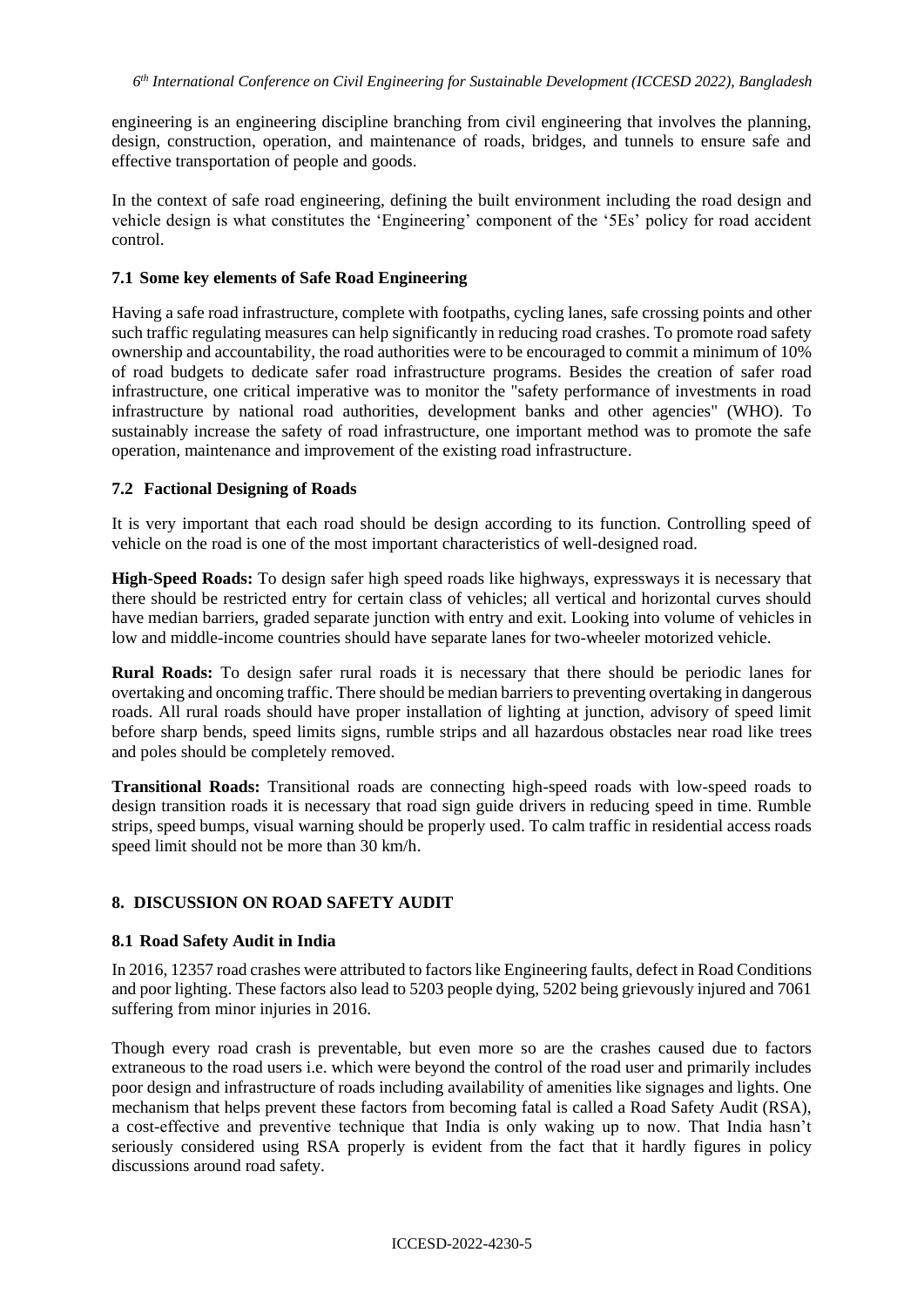engineering is an engineering discipline branching from civil engineering that involves the planning, design, construction, operation, and maintenance of roads, bridges, and tunnels to ensure safe and effective transportation of people and goods.

In the context of safe road engineering, defining the built environment including the road design and vehicle design is what constitutes the 'Engineering' component of the '5Es' policy for road accident control.

### 7.1 Some key elements of Safe Road Engineering

Having a safe road infrastructure, complete with footpaths, cycling lanes, safe crossing points and other such traffic regulating measures can help significantly in reducing road crashes. To promote road safety ownership and accountability, the road authorities were to be encouraged to commit a minimum of 10% of road budgets to dedicate safer road infrastructure programs. Besides the creation of safer road infrastructure, one critical imperative was to monitor the "safety performance of investments in road infrastructure by national road authorities, development banks and other agencies" (WHO). To sustainably increase the safety of road infrastructure, one important method was to promote the safe operation, maintenance and improvement of the existing road infrastructure.

### 7.2 Factional Designing of Roads

It is very important that each road should be design according to its function. Controlling speed of vehicle on the road is one of the most important characteristics of well-designed road.

**High-Speed Roads:** To design safer high speed roads like highways, expressways it is necessary that there should be restricted entry for certain class of vehicles; all vertical and horizontal curves should have median barriers, graded separate junction with entry and exit. Looking into volume of vehicles in low and middle-income countries should have separate lanes for two-wheeler motorized vehicle.

**Rural Roads:** To design safer rural roads it is necessary that there should be periodic lanes for overtaking and oncoming traffic. There should be median barriers to preventing overtaking in dangerous roads. All rural roads should have proper installation of lighting at junction, advisory of speed limit before sharp bends, speed limits signs, rumble strips and all hazardous obstacles near road like trees and poles should be completely removed.

**Transitional Roads:** Transitional roads are connecting high-speed roads with low-speed roads to design transition roads it is necessary that road sign guide drivers in reducing speed in time. Rumble strips, speed bumps, visual warning should be properly used. To calm traffic in residential access roads speed limit should not be more than 30 km/h.

## 8. DISCUSSION ON ROAD SAFETY AUDIT

### 8.1 Road Safety Audit in India

In 2016, 12357 road crashes were attributed to factors like Engineering faults, defect in Road Conditions and poor lighting. These factors also lead to 5203 people dying, 5202 being grievously injured and 7061 suffering from minor injuries in 2016.

Though every road crash is preventable, but even more so are the crashes caused due to factors extraneous to the road users i.e. which were beyond the control of the road user and primarily includes poor design and infrastructure of roads including availability of amenities like signages and lights. One mechanism that helps prevent these factors from becoming fatal is called a Road Safety Audit (RSA), a cost-effective and preventive technique that India is only waking up to now. That India hasn't seriously considered using RSA properly is evident from the fact that it hardly figures in policy discussions around road safety.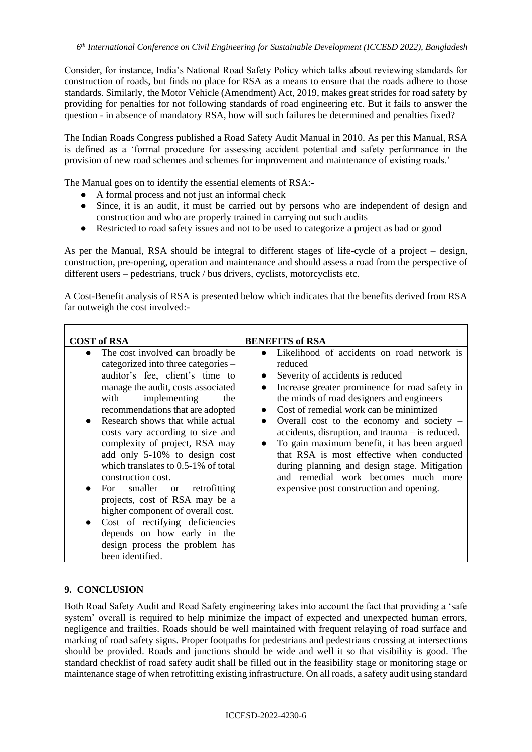Consider, for instance, India's National Road Safety Policy which talks about reviewing standards for construction of roads, but finds no place for RSA as a means to ensure that the roads adhere to those standards. Similarly, the Motor Vehicle (Amendment) Act, 2019, makes great strides for road safety by providing for penalties for not following standards of road engineering etc. But it fails to answer the question - in absence of mandatory RSA, how will such failures be determined and penalties fixed?

The Indian Roads Congress published a Road Safety Audit Manual in 2010. As per this Manual, RSA is defined as a 'formal procedure for assessing accident potential and safety performance in the provision of new road schemes and schemes for improvement and maintenance of existing roads.'

The Manual goes on to identify the essential elements of RSA:-

- A formal process and not just an informal check
- Since, it is an audit, it must be carried out by persons who are independent of design and construction and who are properly trained in carrying out such audits
- Restricted to road safety issues and not to be used to categorize a project as bad or good

As per the Manual, RSA should be integral to different stages of life-cycle of a project – design, construction, pre-opening, operation and maintenance and should assess a road from the perspective of different users – pedestrians, truck / bus drivers, cyclists, motorcyclists etc.

A Cost-Benefit analysis of RSA is presented below which indicates that the benefits derived from RSA far outweigh the cost involved:-

| COST of RSA | BENEFITS of RSA |
|---|---|
| • The cost involved can broadly be categorized into three categories – auditor's fee, client's time to manage the audit, costs associated with implementing the recommendations that are adopted<br>• Research shows that while actual costs vary according to size and complexity of project, RSA may add only 5-10% to design cost which translates to 0.5-1% of total construction cost.<br>• For smaller or retrofitting projects, cost of RSA may be a higher component of overall cost.<br>• Cost of rectifying deficiencies depends on how early in the design process the problem has been identified. | • Likelihood of accidents on road network is reduced<br>• Severity of accidents is reduced<br>• Increase greater prominence for road safety in the minds of road designers and engineers<br>• Cost of remedial work can be minimized<br>• Overall cost to the economy and society – accidents, disruption, and trauma – is reduced.<br>• To gain maximum benefit, it has been argued that RSA is most effective when conducted during planning and design stage. Mitigation and remedial work becomes much more expensive post construction and opening. |

## 9. CONCLUSION

Both Road Safety Audit and Road Safety engineering takes into account the fact that providing a 'safe system' overall is required to help minimize the impact of expected and unexpected human errors, negligence and frailties. Roads should be well maintained with frequent relaying of road surface and marking of road safety signs. Proper footpaths for pedestrians and pedestrians crossing at intersections should be provided. Roads and junctions should be wide and well it so that visibility is good. The standard checklist of road safety audit shall be filled out in the feasibility stage or monitoring stage or maintenance stage of when retrofitting existing infrastructure. On all roads, a safety audit using standard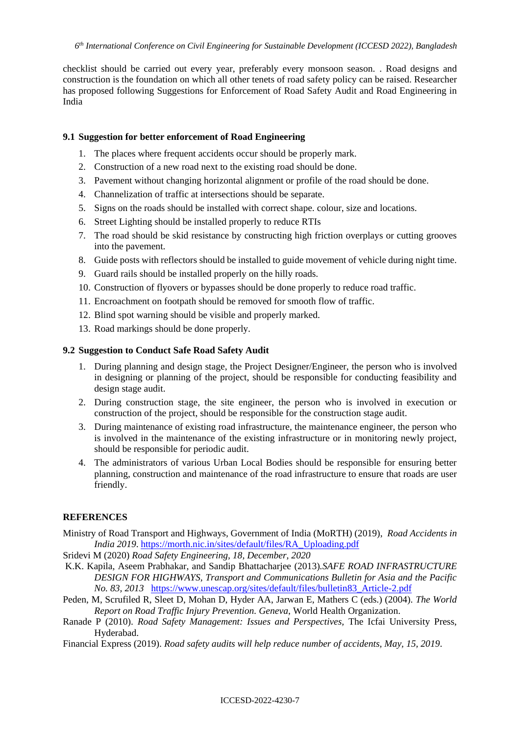checklist should be carried out every year, preferably every monsoon season. . Road designs and construction is the foundation on which all other tenets of road safety policy can be raised. Researcher has proposed following Suggestions for Enforcement of Road Safety Audit and Road Engineering in India

### 9.1 Suggestion for better enforcement of Road Engineering

1. The places where frequent accidents occur should be properly mark.
2. Construction of a new road next to the existing road should be done.
3. Pavement without changing horizontal alignment or profile of the road should be done.
4. Channelization of traffic at intersections should be separate.
5. Signs on the roads should be installed with correct shape. colour, size and locations.
6. Street Lighting should be installed properly to reduce RTIs
7. The road should be skid resistance by constructing high friction overplays or cutting grooves into the pavement.
8. Guide posts with reflectors should be installed to guide movement of vehicle during night time.
9. Guard rails should be installed properly on the hilly roads.
10. Construction of flyovers or bypasses should be done properly to reduce road traffic.
11. Encroachment on footpath should be removed for smooth flow of traffic.
12. Blind spot warning should be visible and properly marked.
13. Road markings should be done properly.

### 9.2 Suggestion to Conduct Safe Road Safety Audit

1. During planning and design stage, the Project Designer/Engineer, the person who is involved in designing or planning of the project, should be responsible for conducting feasibility and design stage audit.
2. During construction stage, the site engineer, the person who is involved in execution or construction of the project, should be responsible for the construction stage audit.
3. During maintenance of existing road infrastructure, the maintenance engineer, the person who is involved in the maintenance of the existing infrastructure or in monitoring newly project, should be responsible for periodic audit.
4. The administrators of various Urban Local Bodies should be responsible for ensuring better planning, construction and maintenance of the road infrastructure to ensure that roads are user friendly.

## REFERENCES

Ministry of Road Transport and Highways, Government of India (MoRTH) (2019), *Road Accidents in India 2019*. https://morth.nic.in/sites/default/files/RA_Uploading.pdf

Sridevi M (2020) *Road Safety Engineering, 18, December, 2020*

K.K. Kapila, Aseem Prabhakar, and Sandip Bhattacharjee (2013).*SAFE ROAD INFRASTRUCTURE DESIGN FOR HIGHWAYS, Transport and Communications Bulletin for Asia and the Pacific No. 83, 2013* https://www.unescap.org/sites/default/files/bulletin83_Article-2.pdf

Peden, M, Scrufiled R, Sleet D, Mohan D, Hyder AA, Jarwan E, Mathers C (eds.) (2004). *The World Report on Road Traffic Injury Prevention. Geneva*, World Health Organization.

Ranade P (2010). *Road Safety Management: Issues and Perspectives*, The Icfai University Press, Hyderabad.

Financial Express (2019). *Road safety audits will help reduce number of accidents, May, 15, 2019*.